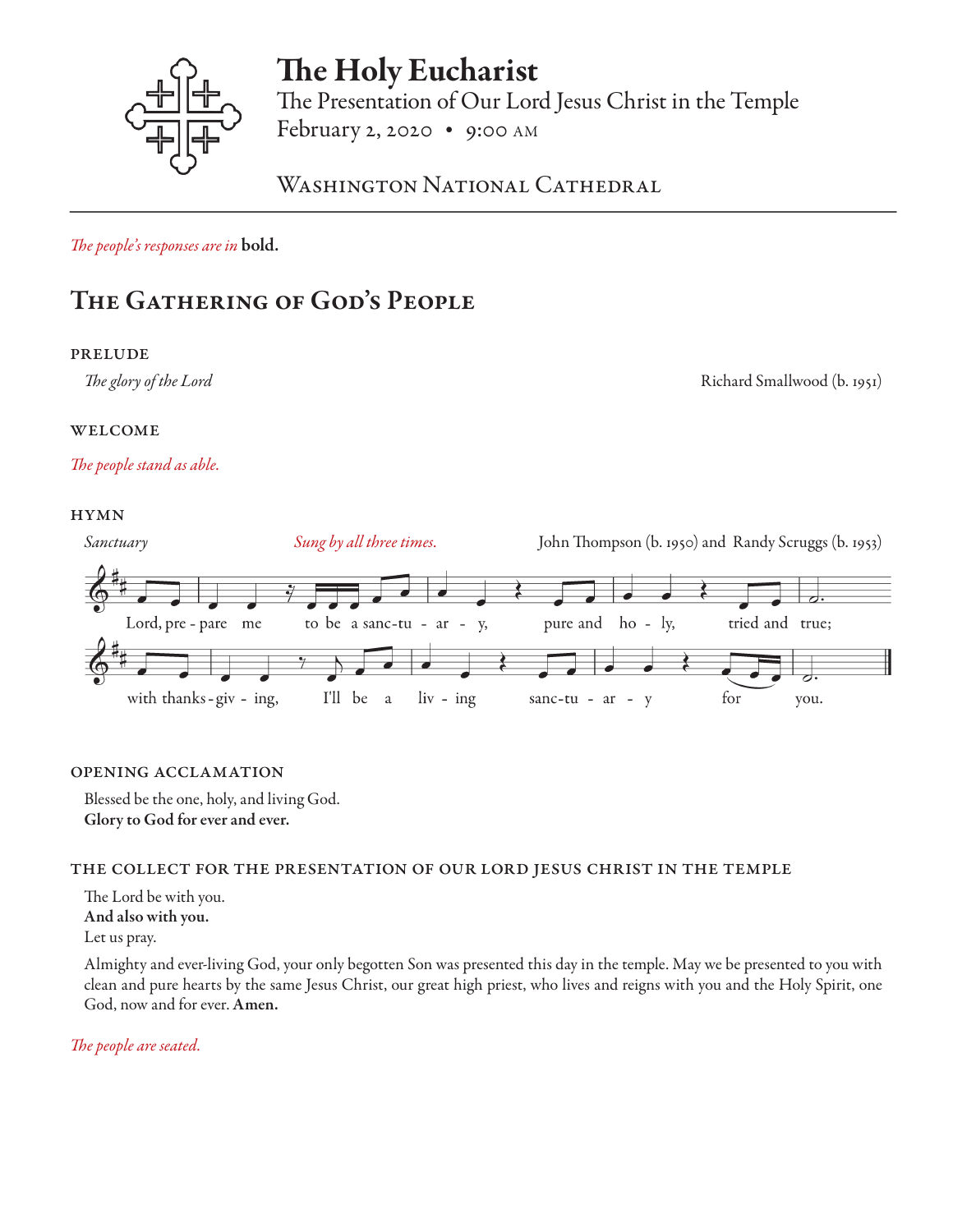# The Holy Eucharist

The Presentation of Our Lord Jesus Christ in the Temple
February 2, 2020 • 9:00 AM

Washington National Cathedral

*The people's responses are in* **bold.**

## The Gathering of God's People

### PRELUDE

*The glory of the Lord* — Richard Smallwood (b. 1951)

### WELCOME

*The people stand as able.*

### HYMN

*Sanctuary* — *Sung by all three times.* — John Thompson (b. 1950) and Randy Scruggs (b. 1953)

Lord, prepare me to be a sanctuary, pure and holy, tried and true;
with thanksgiving, I'll be a living sanctuary for you.

### OPENING ACCLAMATION

Blessed be the one, holy, and living God.
**Glory to God for ever and ever.**

### THE COLLECT FOR THE PRESENTATION OF OUR LORD JESUS CHRIST IN THE TEMPLE

The Lord be with you.
**And also with you.**
Let us pray.

Almighty and ever-living God, your only begotten Son was presented this day in the temple. May we be presented to you with clean and pure hearts by the same Jesus Christ, our great high priest, who lives and reigns with you and the Holy Spirit, one God, now and for ever. **Amen.**

*The people are seated.*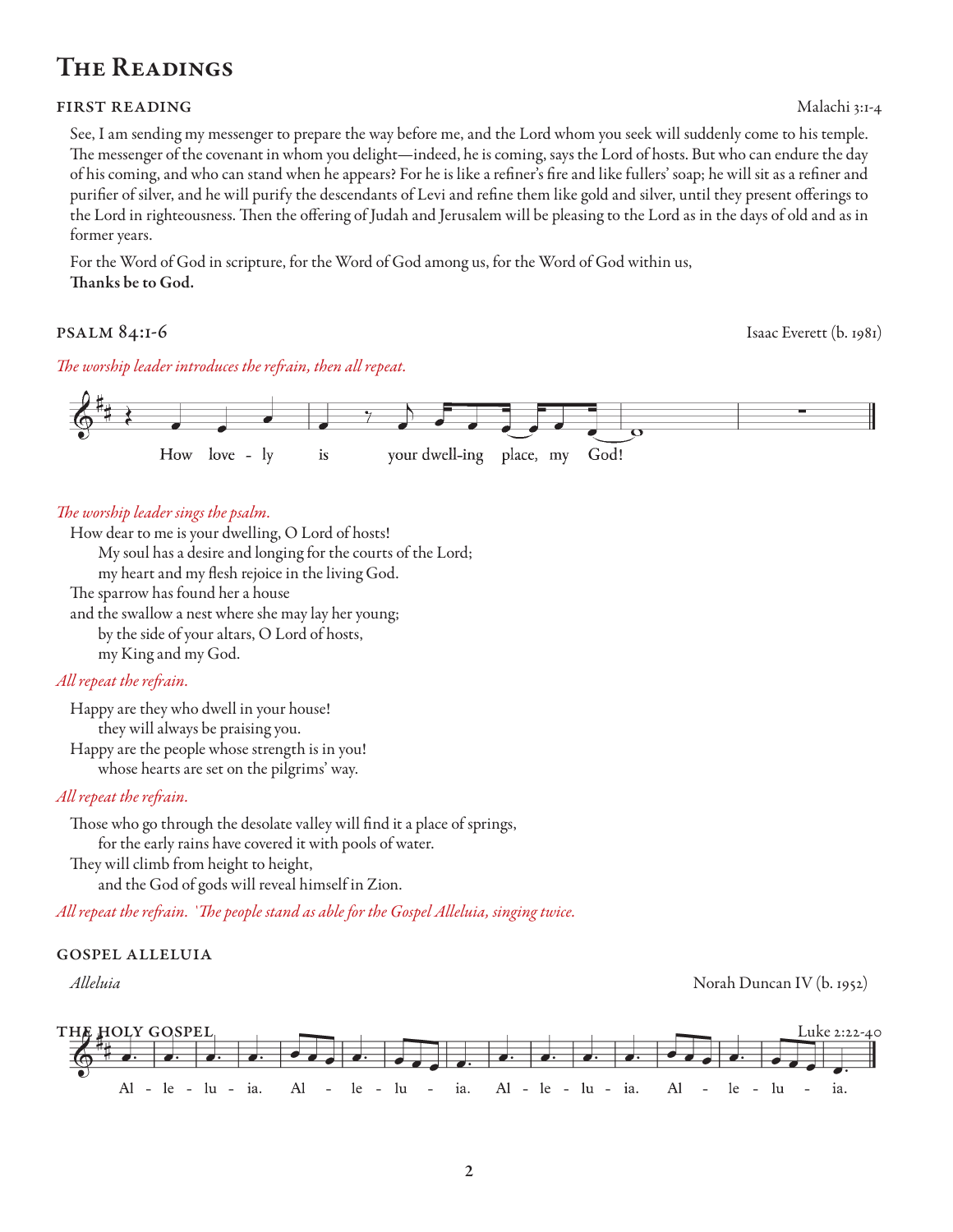# The Readings

## FIRST READING

Malachi 3:1-4

See, I am sending my messenger to prepare the way before me, and the Lord whom you seek will suddenly come to his temple. The messenger of the covenant in whom you delight—indeed, he is coming, says the Lord of hosts. But who can endure the day of his coming, and who can stand when he appears? For he is like a refiner's fire and like fullers' soap; he will sit as a refiner and purifier of silver, and he will purify the descendants of Levi and refine them like gold and silver, until they present offerings to the Lord in righteousness. Then the offering of Judah and Jerusalem will be pleasing to the Lord as in the days of old and as in former years.

For the Word of God in scripture, for the Word of God among us, for the Word of God within us,
**Thanks be to God.**

## PSALM 84:1-6

Isaac Everett (b. 1981)

*The worship leader introduces the refrain, then all repeat.*

How lovely is your dwelling place, my God!

*The worship leader sings the psalm.*

How dear to me is your dwelling, O Lord of hosts!
My soul has a desire and longing for the courts of the Lord;
my heart and my flesh rejoice in the living God.
The sparrow has found her a house
and the swallow a nest where she may lay her young;
by the side of your altars, O Lord of hosts,
my King and my God.

*All repeat the refrain.*

Happy are they who dwell in your house!
they will always be praising you.
Happy are the people whose strength is in you!
whose hearts are set on the pilgrims' way.

*All repeat the refrain.*

Those who go through the desolate valley will find it a place of springs,
for the early rains have covered it with pools of water.
They will climb from height to height,
and the God of gods will reveal himself in Zion.

*All repeat the refrain. The people stand as able for the Gospel Alleluia, singing twice.*

## GOSPEL ALLELUIA

*Alleluia* — Norah Duncan IV (b. 1952)

Al - le - lu - ia. Al - le - lu - ia. Al - le - lu - ia. Al - le - lu - ia.

## THE HOLY GOSPEL

Luke 2:22-40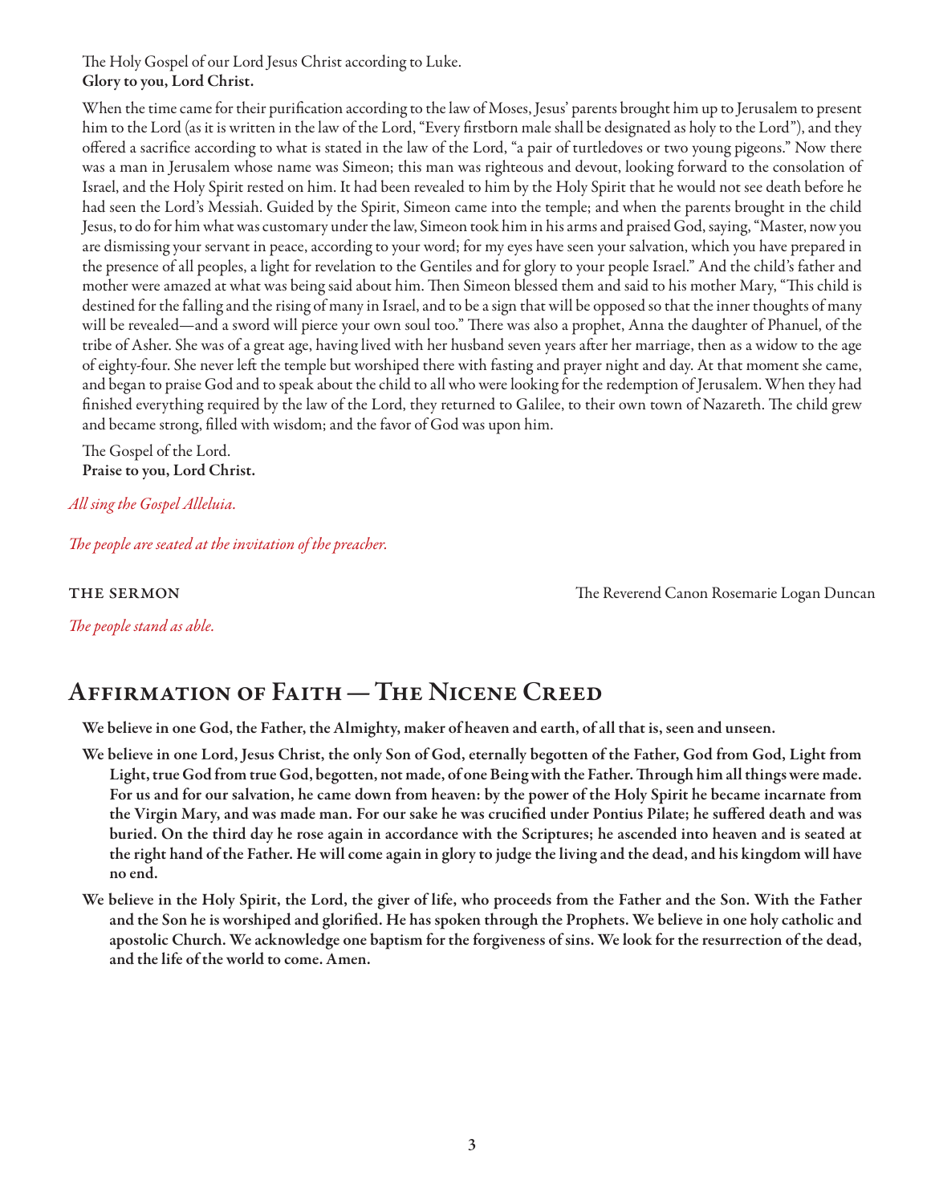The Holy Gospel of our Lord Jesus Christ according to Luke.
**Glory to you, Lord Christ.**

When the time came for their purification according to the law of Moses, Jesus' parents brought him up to Jerusalem to present him to the Lord (as it is written in the law of the Lord, "Every firstborn male shall be designated as holy to the Lord"), and they offered a sacrifice according to what is stated in the law of the Lord, "a pair of turtledoves or two young pigeons." Now there was a man in Jerusalem whose name was Simeon; this man was righteous and devout, looking forward to the consolation of Israel, and the Holy Spirit rested on him. It had been revealed to him by the Holy Spirit that he would not see death before he had seen the Lord's Messiah. Guided by the Spirit, Simeon came into the temple; and when the parents brought in the child Jesus, to do for him what was customary under the law, Simeon took him in his arms and praised God, saying, "Master, now you are dismissing your servant in peace, according to your word; for my eyes have seen your salvation, which you have prepared in the presence of all peoples, a light for revelation to the Gentiles and for glory to your people Israel." And the child's father and mother were amazed at what was being said about him. Then Simeon blessed them and said to his mother Mary, "This child is destined for the falling and the rising of many in Israel, and to be a sign that will be opposed so that the inner thoughts of many will be revealed—and a sword will pierce your own soul too." There was also a prophet, Anna the daughter of Phanuel, of the tribe of Asher. She was of a great age, having lived with her husband seven years after her marriage, then as a widow to the age of eighty-four. She never left the temple but worshiped there with fasting and prayer night and day. At that moment she came, and began to praise God and to speak about the child to all who were looking for the redemption of Jerusalem. When they had finished everything required by the law of the Lord, they returned to Galilee, to their own town of Nazareth. The child grew and became strong, filled with wisdom; and the favor of God was upon him.

The Gospel of the Lord.
**Praise to you, Lord Christ.**

*All sing the Gospel Alleluia.*

*The people are seated at the invitation of the preacher.*

THE SERMON — The Reverend Canon Rosemarie Logan Duncan

*The people stand as able.*

## Affirmation of Faith — The Nicene Creed

**We believe in one God, the Father, the Almighty, maker of heaven and earth, of all that is, seen and unseen.**

**We believe in one Lord, Jesus Christ, the only Son of God, eternally begotten of the Father, God from God, Light from Light, true God from true God, begotten, not made, of one Being with the Father. Through him all things were made. For us and for our salvation, he came down from heaven: by the power of the Holy Spirit he became incarnate from the Virgin Mary, and was made man. For our sake he was crucified under Pontius Pilate; he suffered death and was buried. On the third day he rose again in accordance with the Scriptures; he ascended into heaven and is seated at the right hand of the Father. He will come again in glory to judge the living and the dead, and his kingdom will have no end.**

**We believe in the Holy Spirit, the Lord, the giver of life, who proceeds from the Father and the Son. With the Father and the Son he is worshiped and glorified. He has spoken through the Prophets. We believe in one holy catholic and apostolic Church. We acknowledge one baptism for the forgiveness of sins. We look for the resurrection of the dead, and the life of the world to come. Amen.**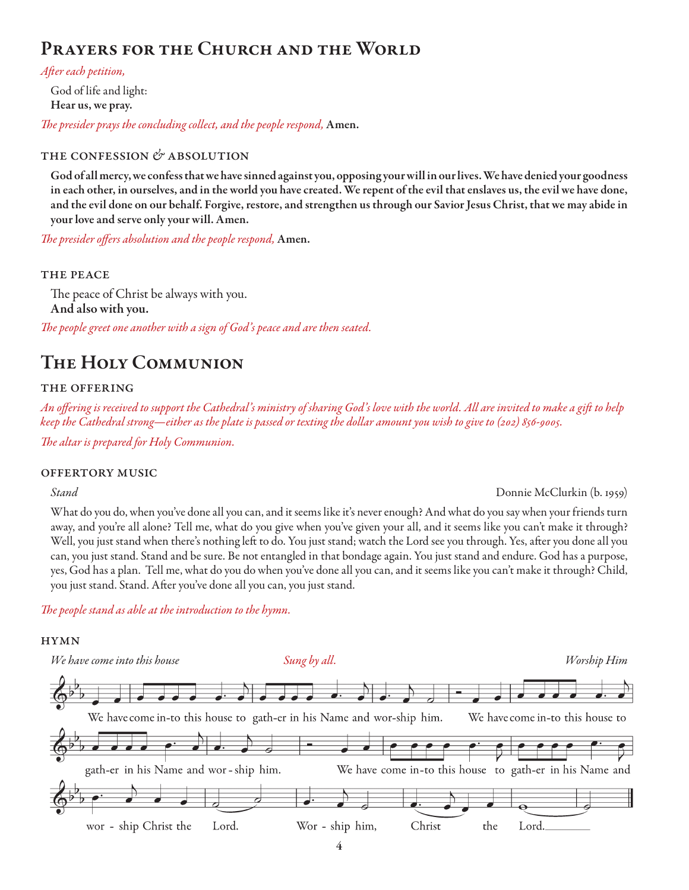## Prayers for the Church and the World

*After each petition,*

God of life and light:
**Hear us, we pray.**

*The presider prays the concluding collect, and the people respond,* **Amen.**

### the confession & absolution

**God of all mercy, we confess that we have sinned against you, opposing your will in our lives. We have denied your goodness in each other, in ourselves, and in the world you have created. We repent of the evil that enslaves us, the evil we have done, and the evil done on our behalf. Forgive, restore, and strengthen us through our Savior Jesus Christ, that we may abide in your love and serve only your will. Amen.**

*The presider offers absolution and the people respond,* **Amen.**

### the peace

The peace of Christ be always with you.
**And also with you.**

*The people greet one another with a sign of God's peace and are then seated.*

## The Holy Communion

### the offering

*An offering is received to support the Cathedral's ministry of sharing God's love with the world. All are invited to make a gift to help keep the Cathedral strong—either as the plate is passed or texting the dollar amount you wish to give to (202) 856-9005.*

*The altar is prepared for Holy Communion.*

### offertory music

*Stand* — Donnie McClurkin (b. 1959)

What do you do, when you've done all you can, and it seems like it's never enough? And what do you say when your friends turn away, and you're all alone? Tell me, what do you give when you've given your all, and it seems like you can't make it through? Well, you just stand when there's nothing left to do. You just stand; watch the Lord see you through. Yes, after you done all you can, you just stand. Stand and be sure. Be not entangled in that bondage again. You just stand and endure. God has a purpose, yes, God has a plan. Tell me, what do you do when you've done all you can, and it seems like you can't make it through? Child, you just stand. Stand. After you've done all you can, you just stand.

*The people stand as able at the introduction to the hymn.*

### hymn

*We have come into this house* — *Sung by all.* — *Worship Him*

We have come into this house to gather in his Name and worship him. We have come into this house to gather in his Name and worship him. We have come into this house to gather in his Name and worship Christ the Lord. Worship him, Christ the Lord.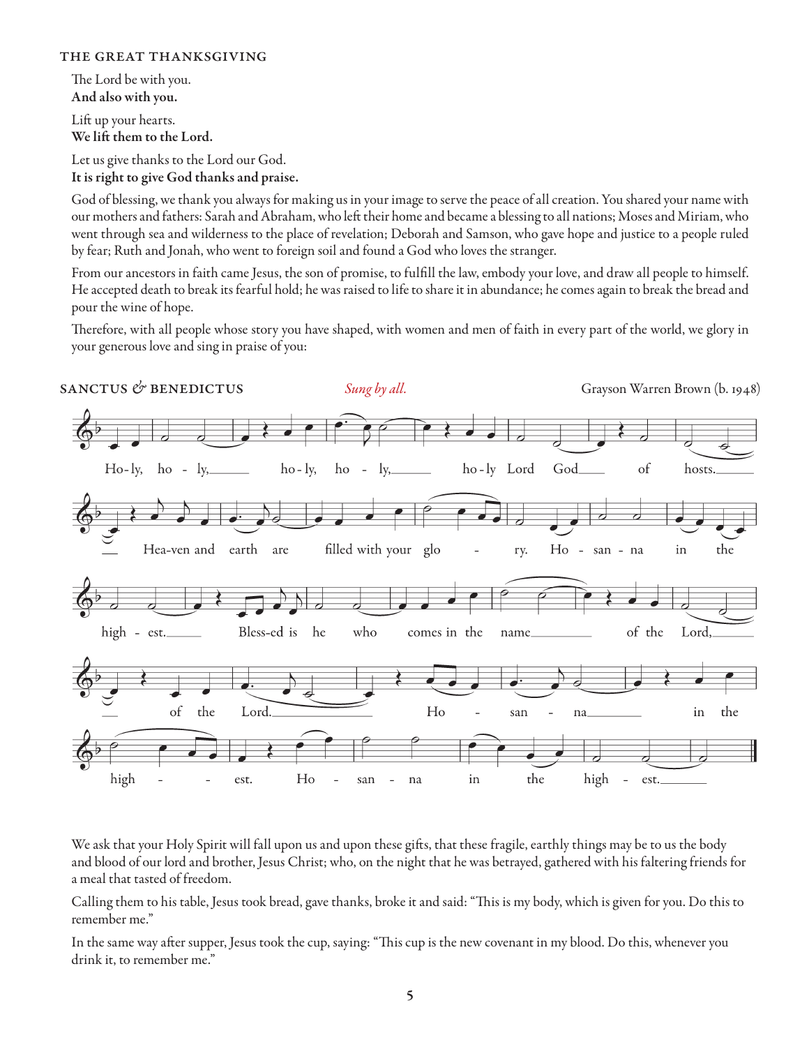## THE GREAT THANKSGIVING

The Lord be with you.
**And also with you.**

Lift up your hearts.
**We lift them to the Lord.**

Let us give thanks to the Lord our God.
**It is right to give God thanks and praise.**

God of blessing, we thank you always for making us in your image to serve the peace of all creation. You shared your name with our mothers and fathers: Sarah and Abraham, who left their home and became a blessing to all nations; Moses and Miriam, who went through sea and wilderness to the place of revelation; Deborah and Samson, who gave hope and justice to a people ruled by fear; Ruth and Jonah, who went to foreign soil and found a God who loves the stranger.

From our ancestors in faith came Jesus, the son of promise, to fulfill the law, embody your love, and draw all people to himself. He accepted death to break its fearful hold; he was raised to life to share it in abundance; he comes again to break the bread and pour the wine of hope.

Therefore, with all people whose story you have shaped, with women and men of faith in every part of the world, we glory in your generous love and sing in praise of you:

## SANCTUS & BENEDICTUS

*Sung by all.* Grayson Warren Brown (b. 1948)

Holy, holy, holy, holy, holy Lord God of hosts. Heaven and earth are filled with your glory. Hosanna in the highest. Blessed is he who comes in the name of the Lord, of the Lord. Hosanna in the highest. Hosanna in the highest.

We ask that your Holy Spirit will fall upon us and upon these gifts, that these fragile, earthly things may be to us the body and blood of our lord and brother, Jesus Christ; who, on the night that he was betrayed, gathered with his faltering friends for a meal that tasted of freedom.

Calling them to his table, Jesus took bread, gave thanks, broke it and said: "This is my body, which is given for you. Do this to remember me."

In the same way after supper, Jesus took the cup, saying: "This cup is the new covenant in my blood. Do this, whenever you drink it, to remember me."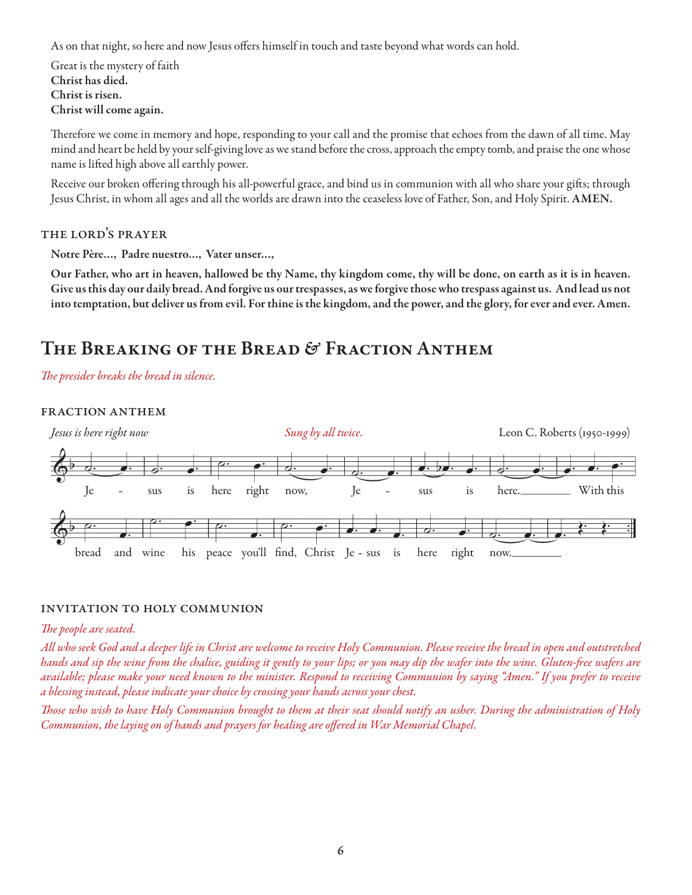As on that night, so here and now Jesus offers himself in touch and taste beyond what words can hold.

Great is the mystery of faith
**Christ has died.**
**Christ is risen.**
**Christ will come again.**

Therefore we come in memory and hope, responding to your call and the promise that echoes from the dawn of all time. May mind and heart be held by your self-giving love as we stand before the cross, approach the empty tomb, and praise the one whose name is lifted high above all earthly power.

Receive our broken offering through his all-powerful grace, and bind us in communion with all who share your gifts; through Jesus Christ, in whom all ages and all the worlds are drawn into the ceaseless love of Father, Son, and Holy Spirit. **AMEN.**

### THE LORD'S PRAYER

**Notre Père…, Padre nuestro…, Vater unser…,**

**Our Father, who art in heaven, hallowed be thy Name, thy kingdom come, thy will be done, on earth as it is in heaven. Give us this day our daily bread. And forgive us our trespasses, as we forgive those who trespass against us. And lead us not into temptation, but deliver us from evil. For thine is the kingdom, and the power, and the glory, for ever and ever. Amen.**

## The Breaking of the Bread & Fraction Anthem

*The presider breaks the bread in silence.*

### FRACTION ANTHEM

*Jesus is here right now* *Sung by all twice.* Leon C. Roberts (1950-1999)

Jesus is here right now, Jesus is here. With this bread and wine his peace you'll find, Christ Jesus is here right now.

### INVITATION TO HOLY COMMUNION

*The people are seated.*

*All who seek God and a deeper life in Christ are welcome to receive Holy Communion. Please receive the bread in open and outstretched hands and sip the wine from the chalice, guiding it gently to your lips; or you may dip the wafer into the wine. Gluten-free wafers are available; please make your need known to the minister. Respond to receiving Communion by saying "Amen." If you prefer to receive a blessing instead, please indicate your choice by crossing your hands across your chest.*

*Those who wish to have Holy Communion brought to them at their seat should notify an usher. During the administration of Holy Communion, the laying on of hands and prayers for healing are offered in War Memorial Chapel.*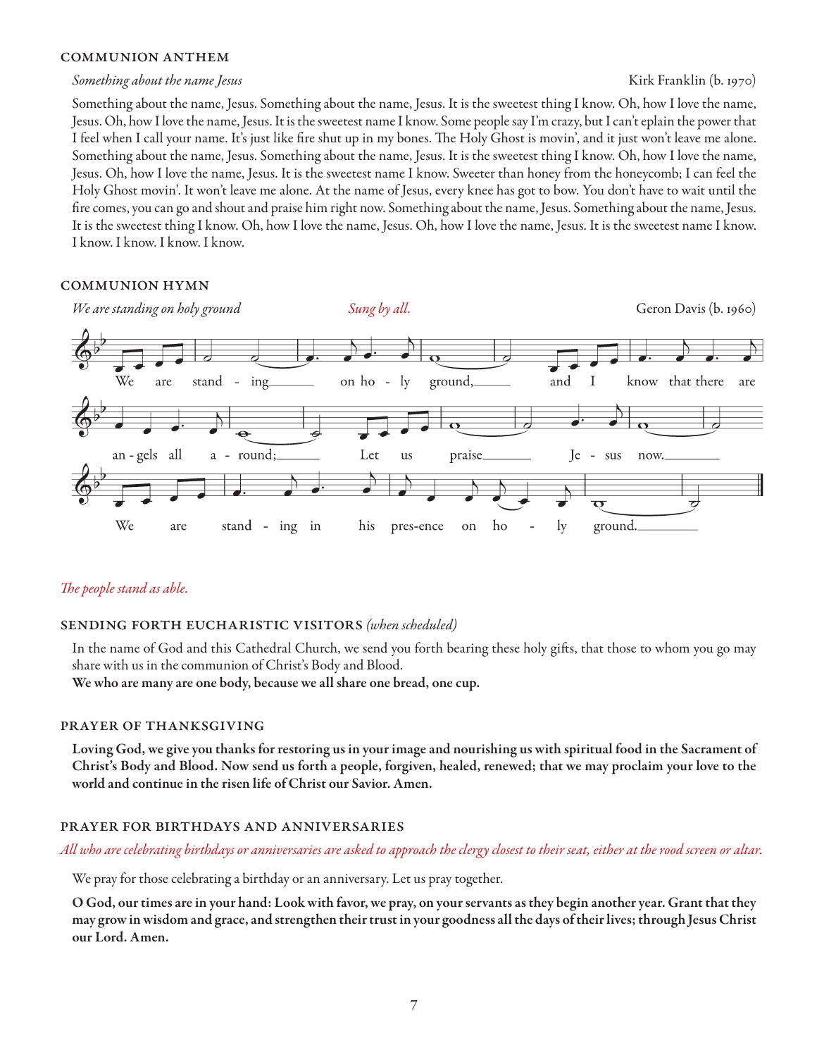## COMMUNION ANTHEM

*Something about the name Jesus* — Kirk Franklin (b. 1970)

Something about the name, Jesus. Something about the name, Jesus. It is the sweetest thing I know. Oh, how I love the name, Jesus. Oh, how I love the name, Jesus. It is the sweetest name I know. Some people say I'm crazy, but I can't eplain the power that I feel when I call your name. It's just like fire shut up in my bones. The Holy Ghost is movin', and it just won't leave me alone. Something about the name, Jesus. Something about the name, Jesus. It is the sweetest thing I know. Oh, how I love the name, Jesus. Oh, how I love the name, Jesus. It is the sweetest name I know. Sweeter than honey from the honeycomb; I can feel the Holy Ghost movin'. It won't leave me alone. At the name of Jesus, every knee has got to bow. You don't have to wait until the fire comes, you can go and shout and praise him right now. Something about the name, Jesus. Something about the name, Jesus. It is the sweetest thing I know. Oh, how I love the name, Jesus. Oh, how I love the name, Jesus. It is the sweetest name I know. I know. I know. I know. I know.

## COMMUNION HYMN

*We are standing on holy ground* — *Sung by all.* — Geron Davis (b. 1960)

We are stand - ing on ho - ly ground, and I know that there are an - gels all a - round; Let us praise Je - sus now. We are stand - ing in his pres-ence on ho - ly ground.

*The people stand as able.*

## SENDING FORTH EUCHARISTIC VISITORS *(when scheduled)*

In the name of God and this Cathedral Church, we send you forth bearing these holy gifts, that those to whom you go may share with us in the communion of Christ's Body and Blood.

**We who are many are one body, because we all share one bread, one cup.**

## PRAYER OF THANKSGIVING

**Loving God, we give you thanks for restoring us in your image and nourishing us with spiritual food in the Sacrament of Christ's Body and Blood. Now send us forth a people, forgiven, healed, renewed; that we may proclaim your love to the world and continue in the risen life of Christ our Savior. Amen.**

## PRAYER FOR BIRTHDAYS AND ANNIVERSARIES

*All who are celebrating birthdays or anniversaries are asked to approach the clergy closest to their seat, either at the rood screen or altar.*

We pray for those celebrating a birthday or an anniversary. Let us pray together.

**O God, our times are in your hand: Look with favor, we pray, on your servants as they begin another year. Grant that they may grow in wisdom and grace, and strengthen their trust in your goodness all the days of their lives; through Jesus Christ our Lord. Amen.**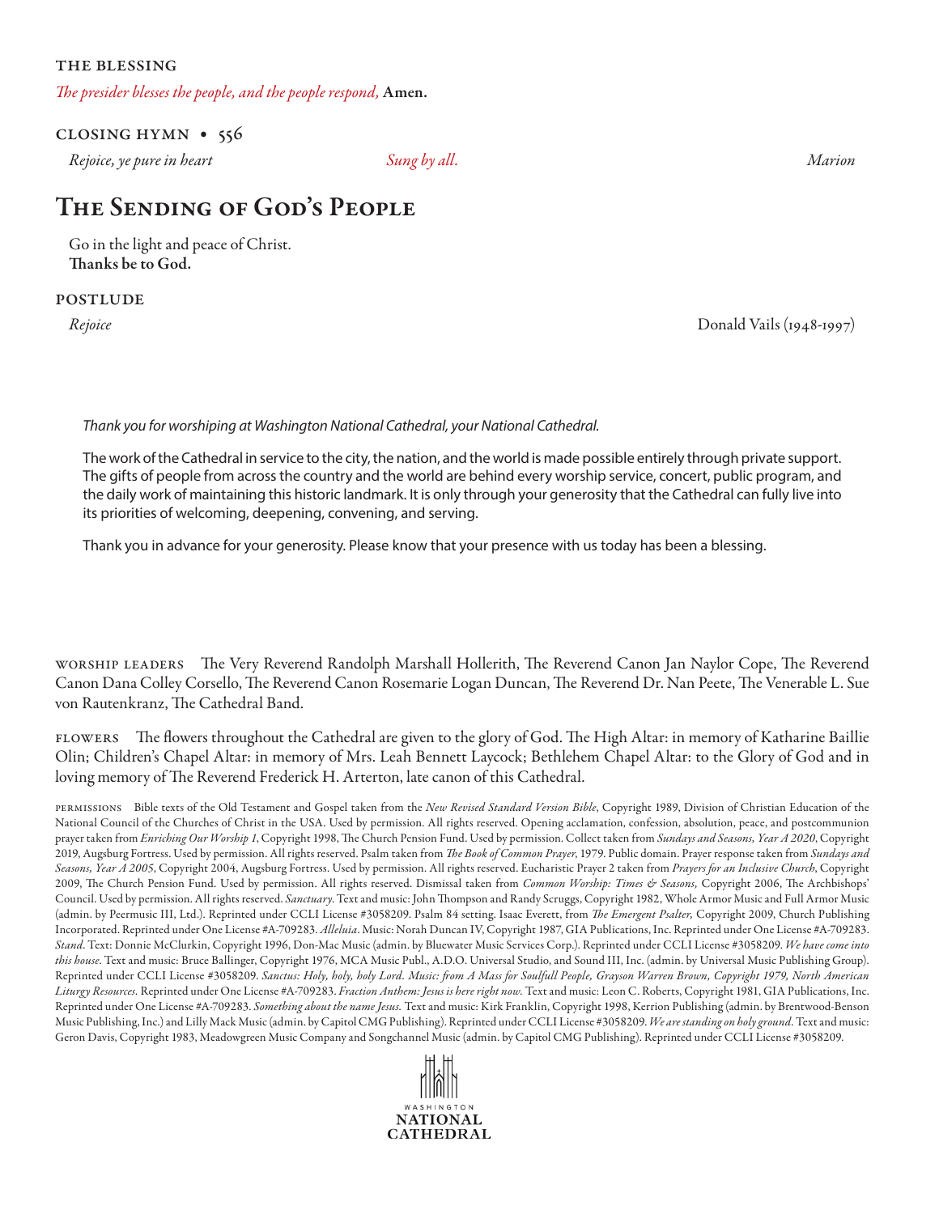### THE BLESSING

*The presider blesses the people, and the people respond,* **Amen.**

### CLOSING HYMN • 556

*Rejoice, ye pure in heart* — *Sung by all.* — *Marion*

## The Sending of God's People

Go in the light and peace of Christ.
**Thanks be to God.**

### POSTLUDE

*Rejoice* — Donald Vails (1948-1997)

*Thank you for worshiping at Washington National Cathedral, your National Cathedral.*

The work of the Cathedral in service to the city, the nation, and the world is made possible entirely through private support. The gifts of people from across the country and the world are behind every worship service, concert, public program, and the daily work of maintaining this historic landmark. It is only through your generosity that the Cathedral can fully live into its priorities of welcoming, deepening, convening, and serving.

Thank you in advance for your generosity. Please know that your presence with us today has been a blessing.

WORSHIP LEADERS The Very Reverend Randolph Marshall Hollerith, The Reverend Canon Jan Naylor Cope, The Reverend Canon Dana Colley Corsello, The Reverend Canon Rosemarie Logan Duncan, The Reverend Dr. Nan Peete, The Venerable L. Sue von Rautenkranz, The Cathedral Band.

FLOWERS The flowers throughout the Cathedral are given to the glory of God. The High Altar: in memory of Katharine Baillie Olin; Children's Chapel Altar: in memory of Mrs. Leah Bennett Laycock; Bethlehem Chapel Altar: to the Glory of God and in loving memory of The Reverend Frederick H. Arterton, late canon of this Cathedral.

PERMISSIONS Bible texts of the Old Testament and Gospel taken from the *New Revised Standard Version Bible*, Copyright 1989, Division of Christian Education of the National Council of the Churches of Christ in the USA. Used by permission. All rights reserved. Opening acclamation, confession, absolution, peace, and postcommunion prayer taken from *Enriching Our Worship 1*, Copyright 1998, The Church Pension Fund. Used by permission. Collect taken from *Sundays and Seasons, Year A 2020*, Copyright 2019, Augsburg Fortress. Used by permission. All rights reserved. Psalm taken from *The Book of Common Prayer*, 1979. Public domain. Prayer response taken from *Sundays and Seasons, Year A 2005*, Copyright 2004, Augsburg Fortress. Used by permission. All rights reserved. Eucharistic Prayer 2 taken from *Prayers for an Inclusive Church*, Copyright 2009, The Church Pension Fund. Used by permission. All rights reserved. Dismissal taken from *Common Worship: Times & Seasons,* Copyright 2006, The Archbishops' Council. Used by permission. All rights reserved. *Sanctuary.* Text and music: John Thompson and Randy Scruggs, Copyright 1982, Whole Armor Music and Full Armor Music (admin. by Peermusic III, Ltd.). Reprinted under CCLI License #3058209. Psalm 84 setting. Isaac Everett, from *The Emergent Psalter,* Copyright 2009, Church Publishing Incorporated. Reprinted under One License #A-709283. *Alleluia*. Music: Norah Duncan IV, Copyright 1987, GIA Publications, Inc. Reprinted under One License #A-709283. *Stand*. Text: Donnie McClurkin, Copyright 1996, Don-Mac Music (admin. by Bluewater Music Services Corp.). Reprinted under CCLI License #3058209. *We have come into this house*. Text and music: Bruce Ballinger, Copyright 1976, MCA Music Publ., A.D.O. Universal Studio, and Sound III, Inc. (admin. by Universal Music Publishing Group). Reprinted under CCLI License #3058209. *Sanctus: Holy, holy, holy Lord. Music: from A Mass for Soulfull People, Grayson Warren Brown, Copyright 1979, North American Liturgy Resources.* Reprinted under One License #A-709283. *Fraction Anthem: Jesus is here right now.* Text and music: Leon C. Roberts, Copyright 1981, GIA Publications, Inc. Reprinted under One License #A-709283. *Something about the name Jesus.* Text and music: Kirk Franklin, Copyright 1998, Kerrion Publishing (admin. by Brentwood-Benson Music Publishing, Inc.) and Lilly Mack Music (admin. by Capitol CMG Publishing). Reprinted under CCLI License #3058209. *We are standing on holy ground*. Text and music: Geron Davis, Copyright 1983, Meadowgreen Music Company and Songchannel Music (admin. by Capitol CMG Publishing). Reprinted under CCLI License #3058209.

WASHINGTON
NATIONAL
CATHEDRAL